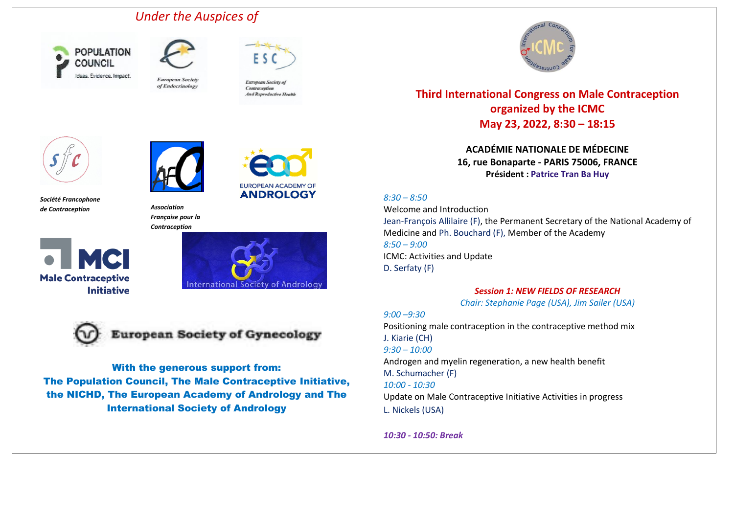*Under the Auspices of*

POPULATION COUNCIL
Ideas. Evidence. Impact.

European Society of Endocrinology

ESC
European Society of Contraception And Reproductive Health

***Société Francophone de Contraception***

***Association Française pour la Contraception***

EUROPEAN ACADEMY OF ANDROLOGY

MCI Male Contraceptive Initiative

International Society of Andrology

European Society of Gynecology

**With the generous support from:**
**The Population Council, The Male Contraceptive Initiative, the NICHD, The European Academy of Andrology and The International Society of Andrology**

International Consortium for Male Contraception — ICMC

## Third International Congress on Male Contraception organized by the ICMC May 23, 2022, 8:30 – 18:15

**ACADÉMIE NATIONALE DE MÉDECINE**
**16, rue Bonaparte - PARIS 75006, FRANCE**
**Président : Patrice Tran Ba Huy**

*8:30 – 8:50*
Welcome and Introduction
Jean-François Allilaire (F), the Permanent Secretary of the National Academy of Medicine and Ph. Bouchard (F), Member of the Academy

*8:50 – 9:00*
ICMC: Activities and Update
D. Serfaty (F)

***Session 1: NEW FIELDS OF RESEARCH***
*Chair: Stephanie Page (USA), Jim Sailer (USA)*

*9:00 –9:30*
Positioning male contraception in the contraceptive method mix
J. Kiarie (CH)

*9:30 – 10:00*
Androgen and myelin regeneration, a new health benefit
M. Schumacher (F)

*10:00 - 10:30*
Update on Male Contraceptive Initiative Activities in progress
L. Nickels (USA)

***10:30 - 10:50: Break***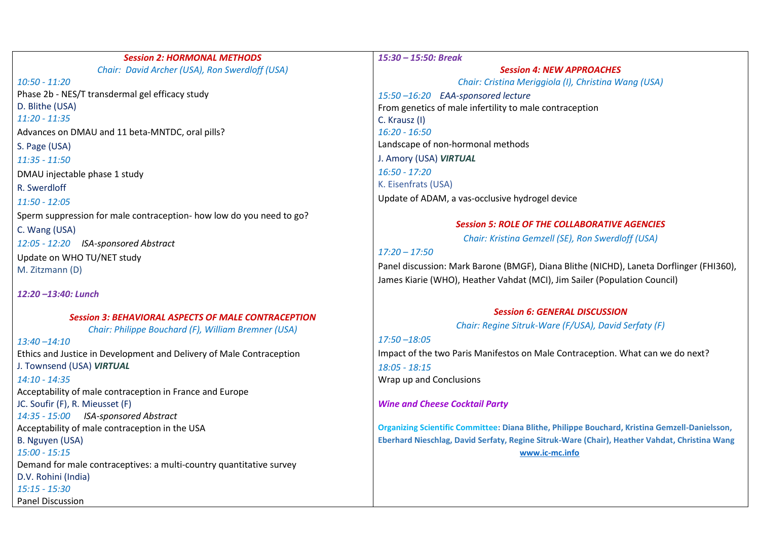### *Session 2: HORMONAL METHODS*

*Chair: David Archer (USA), Ron Swerdloff (USA)*

*10:50 - 11:20*
Phase 2b - NES/T transdermal gel efficacy study
D. Blithe (USA)

*11:20 - 11:35*
Advances on DMAU and 11 beta-MNTDC, oral pills?
S. Page (USA)

*11:35 - 11:50*
DMAU injectable phase 1 study
R. Swerdloff

*11:50 - 12:05*
Sperm suppression for male contraception- how low do you need to go?
C. Wang (USA)

*12:05 - 12:20* *ISA-sponsored Abstract*
Update on WHO TU/NET study
M. Zitzmann (D)

***12:20 –13:40: Lunch***

### *Session 3: BEHAVIORAL ASPECTS OF MALE CONTRACEPTION*

*Chair: Philippe Bouchard (F), William Bremner (USA)*

*13:40 –14:10*
Ethics and Justice in Development and Delivery of Male Contraception
J. Townsend (USA) ***VIRTUAL***

*14:10 - 14:35*
Acceptability of male contraception in France and Europe
JC. Soufir (F), R. Mieusset (F)

*14:35 - 15:00* *ISA-sponsored Abstract*
Acceptability of male contraception in the USA
B. Nguyen (USA)

*15:00 - 15:15*
Demand for male contraceptives: a multi-country quantitative survey
D.V. Rohini (India)

*15:15 - 15:30*
Panel Discussion

***15:30 – 15:50: Break***

### *Session 4: NEW APPROACHES*

*Chair: Cristina Meriggiola (I), Christina Wang (USA)*

*15:50 –16:20* *EAA-sponsored lecture*
From genetics of male infertility to male contraception
C. Krausz (I)

*16:20 - 16:50*
Landscape of non-hormonal methods
J. Amory (USA) ***VIRTUAL***

*16:50 - 17:20*
K. Eisenfrats (USA)
Update of ADAM, a vas-occlusive hydrogel device

### *Session 5: ROLE OF THE COLLABORATIVE AGENCIES*

*Chair: Kristina Gemzell (SE), Ron Swerdloff (USA)*

*17:20 – 17:50*
Panel discussion: Mark Barone (BMGF), Diana Blithe (NICHD), Laneta Dorflinger (FHI360), James Kiarie (WHO), Heather Vahdat (MCI), Jim Sailer (Population Council)

### *Session 6: GENERAL DISCUSSION*

*Chair: Regine Sitruk-Ware (F/USA), David Serfaty (F)*

*17:50 –18:05*
Impact of the two Paris Manifestos on Male Contraception. What can we do next?

*18:05 - 18:15*
Wrap up and Conclusions

***Wine and Cheese Cocktail Party***

**Organizing Scientific Committee: Diana Blithe, Philippe Bouchard, Kristina Gemzell-Danielsson, Eberhard Nieschlag, David Serfaty, Regine Sitruk-Ware (Chair), Heather Vahdat, Christina Wang**

**www.ic-mc.info**